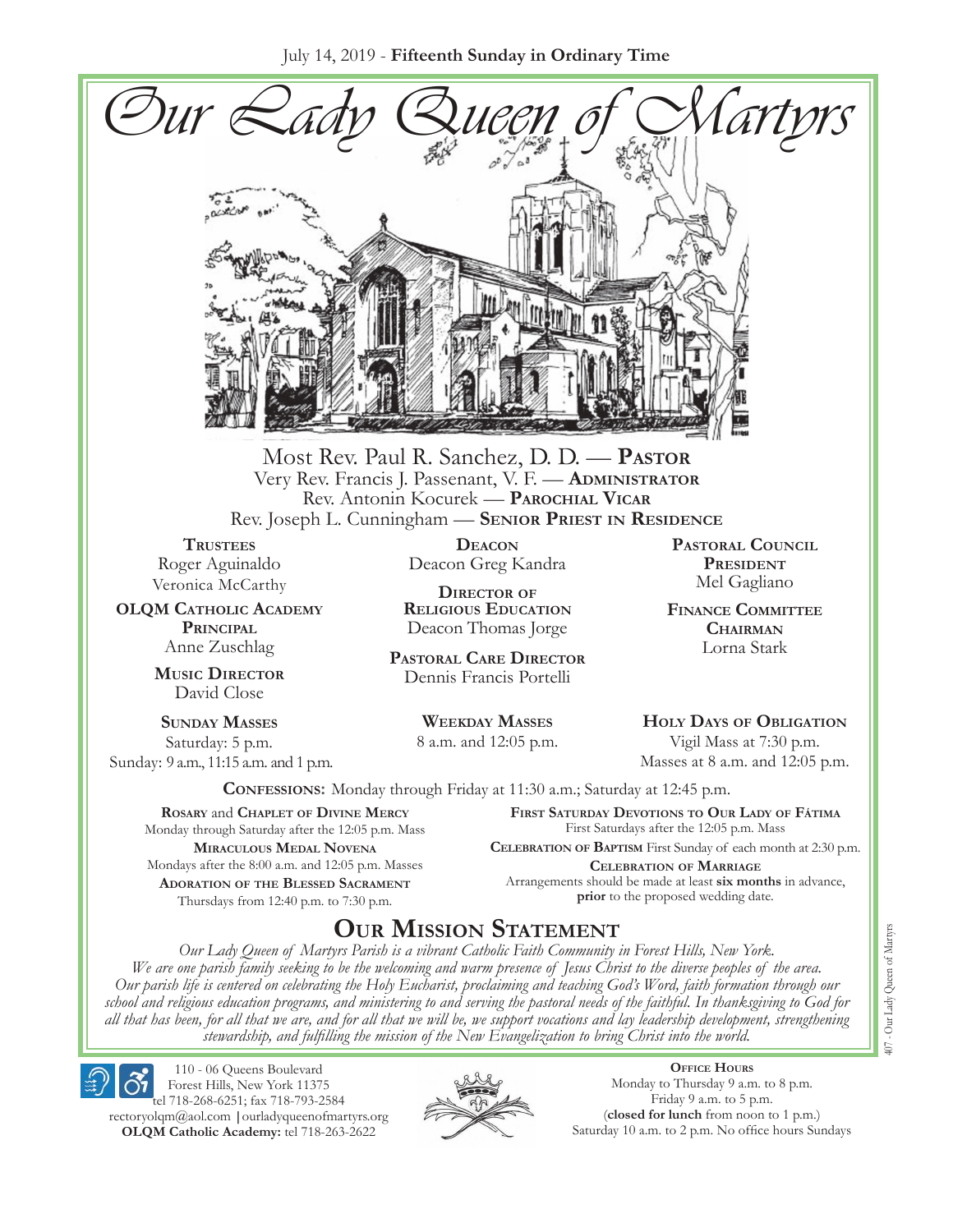July 14, 2019 - **Fifteenth Sunday in Ordinary Time**

# Our Lady Queen of Martyrs

Most Rev. Paul R. Sanchez, D. D. — **Pastor**
Very Rev. Francis J. Passenant, V. F. — **Administrator**
Rev. Antonin Kocurek — **Parochial Vicar**
Rev. Joseph L. Cunningham — **Senior Priest in Residence**

**Trustees**
Roger Aguinaldo
Veronica McCarthy

**OLQM Catholic Academy Principal**
Anne Zuschlag

**Music Director**
David Close

**Deacon**
Deacon Greg Kandra

**Director of Religious Education**
Deacon Thomas Jorge

**Pastoral Care Director**
Dennis Francis Portelli

**Pastoral Council President**
Mel Gagliano

**Finance Committee Chairman**
Lorna Stark

**Sunday Masses**
Saturday: 5 p.m.
Sunday: 9 a.m., 11:15 a.m. and 1 p.m.

**Weekday Masses**
8 a.m. and 12:05 p.m.

**Holy Days of Obligation**
Vigil Mass at 7:30 p.m.
Masses at 8 a.m. and 12:05 p.m.

**Confessions:** Monday through Friday at 11:30 a.m.; Saturday at 12:45 p.m.

**Rosary** and **Chaplet of Divine Mercy**
Monday through Saturday after the 12:05 p.m. Mass

**Miraculous Medal Novena**
Mondays after the 8:00 a.m. and 12:05 p.m. Masses

**Adoration of the Blessed Sacrament**
Thursdays from 12:40 p.m. to 7:30 p.m.

**First Saturday Devotions to Our Lady of Fátima**
First Saturdays after the 12:05 p.m. Mass

**Celebration of Baptism** First Sunday of each month at 2:30 p.m.

**Celebration of Marriage**
Arrangements should be made at least **six months** in advance, **prior** to the proposed wedding date.

## Our Mission Statement

*Our Lady Queen of Martyrs Parish is a vibrant Catholic Faith Community in Forest Hills, New York. We are one parish family seeking to be the welcoming and warm presence of Jesus Christ to the diverse peoples of the area. Our parish life is centered on celebrating the Holy Eucharist, proclaiming and teaching God's Word, faith formation through our school and religious education programs, and ministering to and serving the pastoral needs of the faithful. In thanksgiving to God for all that has been, for all that we are, and for all that we will be, we support vocations and lay leadership development, strengthening stewardship, and fulfilling the mission of the New Evangelization to bring Christ into the world.*

110 - 06 Queens Boulevard
Forest Hills, New York 11375
tel 718-268-6251; fax 718-793-2584
rectoryolqm@aol.com | ourladyqueenofmartyrs.org
**OLQM Catholic Academy:** tel 718-263-2622

**Office Hours**
Monday to Thursday 9 a.m. to 8 p.m.
Friday 9 a.m. to 5 p.m.
(**closed for lunch** from noon to 1 p.m.)
Saturday 10 a.m. to 2 p.m. No office hours Sundays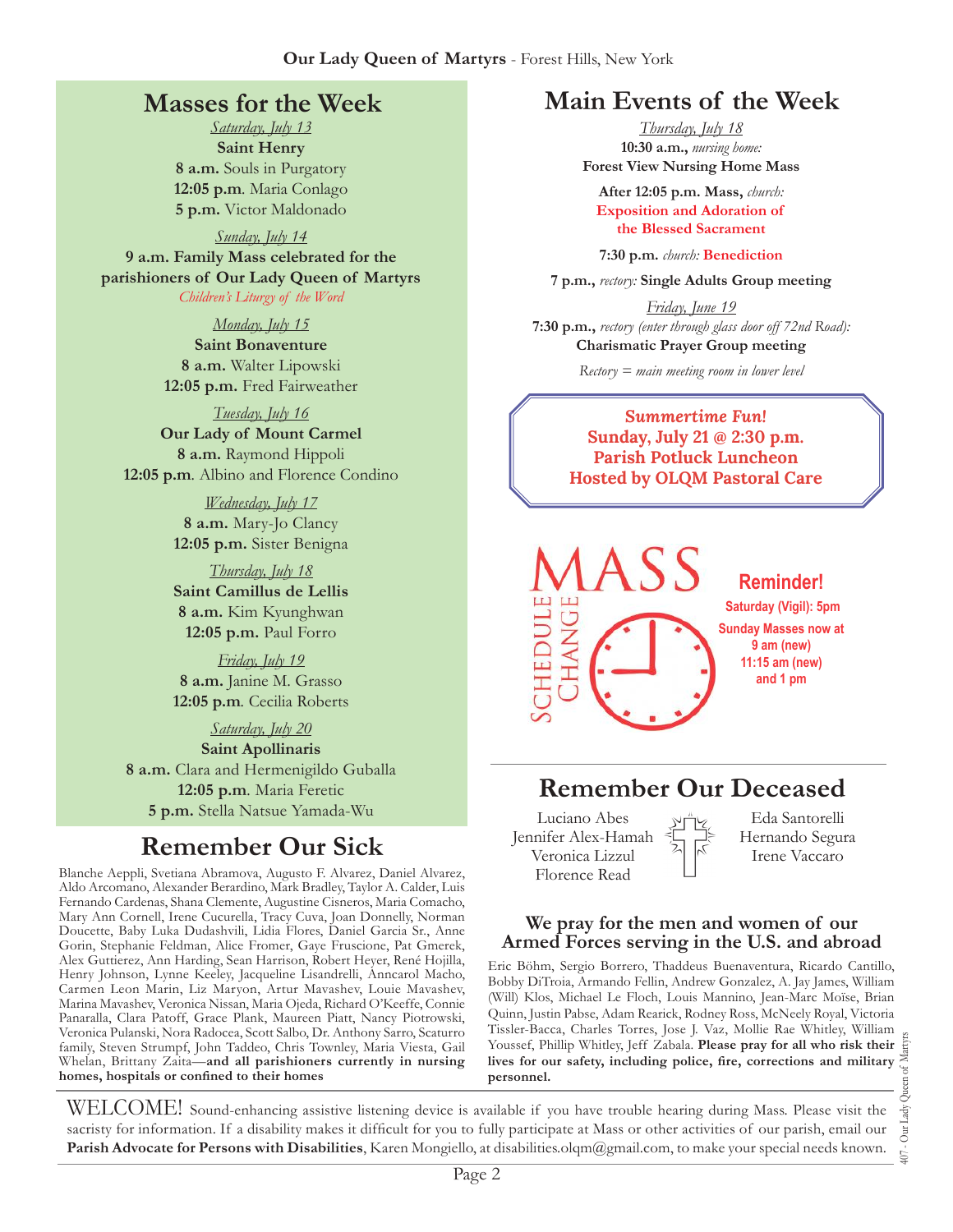## Masses for the Week

*Saturday, July 13*
**Saint Henry**
**8 a.m.** Souls in Purgatory
**12:05 p.m**. Maria Conlago
**5 p.m.** Victor Maldonado

*Sunday, July 14*
**9 a.m. Family Mass celebrated for the parishioners of Our Lady Queen of Martyrs**
*Children's Liturgy of the Word*

*Monday, July 15*
**Saint Bonaventure**
**8 a.m.** Walter Lipowski
**12:05 p.m.** Fred Fairweather

*Tuesday, July 16*
**Our Lady of Mount Carmel**
**8 a.m.** Raymond Hippoli
**12:05 p.m**. Albino and Florence Condino

*Wednesday, July 17*
**8 a.m.** Mary-Jo Clancy
**12:05 p.m.** Sister Benigna

*Thursday, July 18*
**Saint Camillus de Lellis**
**8 a.m.** Kim Kyunghwan
**12:05 p.m.** Paul Forro

*Friday, July 19*
**8 a.m.** Janine M. Grasso
**12:05 p.m**. Cecilia Roberts

*Saturday, July 20*
**Saint Apollinaris**
**8 a.m.** Clara and Hermenigildo Guballa
**12:05 p.m**. Maria Feretic
**5 p.m.** Stella Natsue Yamada-Wu

## Remember Our Sick

Blanche Aeppli, Svetiana Abramova, Augusto F. Alvarez, Daniel Alvarez, Aldo Arcomano, Alexander Berardino, Mark Bradley, Taylor A. Calder, Luis Fernando Cardenas, Shana Clemente, Augustine Cisneros, Maria Comacho, Mary Ann Cornell, Irene Cucurella, Tracy Cuva, Joan Donnelly, Norman Doucette, Baby Luka Dudashvili, Lidia Flores, Daniel Garcia Sr., Anne Gorin, Stephanie Feldman, Alice Fromer, Gaye Fruscione, Pat Gmerek, Alex Guttierez, Ann Harding, Sean Harrison, Robert Heyer, René Hojilla, Henry Johnson, Lynne Keeley, Jacqueline Lisandrelli, Anncarol Macho, Carmen Leon Marin, Liz Maryon, Artur Mavashev, Louie Mavashev, Marina Mavashev, Veronica Nissan, Maria Ojeda, Richard O'Keeffe, Connie Panaralla, Clara Patoff, Grace Plank, Maureen Piatt, Nancy Piotrowski, Veronica Pulanski, Nora Radocea, Scott Salbo, Dr. Anthony Sarro, Scaturro family, Steven Strumpf, John Taddeo, Chris Townley, Maria Viesta, Gail Whelan, Brittany Zaita—**and all parishioners currently in nursing homes, hospitals or confined to their homes**

## Main Events of the Week

*Thursday, July 18*
**10:30 a.m.,** *nursing home:*
**Forest View Nursing Home Mass**

**After 12:05 p.m. Mass,** *church:*
**Exposition and Adoration of the Blessed Sacrament**

**7:30 p.m.** *church:* **Benediction**

**7 p.m.,** *rectory:* **Single Adults Group meeting**

*Friday, June 19*
**7:30 p.m.,** *rectory (enter through glass door off 72nd Road):*
**Charismatic Prayer Group meeting**

*Rectory = main meeting room in lower level*

***Summertime Fun!***
**Sunday, July 21 @ 2:30 p.m.**
**Parish Potluck Luncheon**
**Hosted by OLQM Pastoral Care**

MASS SCHEDULE CHANGE

**Reminder!**
**Saturday (Vigil): 5pm**
**Sunday Masses now at**
**9 am (new)**
**11:15 am (new)**
**and 1 pm**

## Remember Our Deceased

Luciano Abes
Jennifer Alex-Hamah
Veronica Lizzul
Florence Read
Eda Santorelli
Hernando Segura
Irene Vaccaro

### We pray for the men and women of our Armed Forces serving in the U.S. and abroad

Eric Böhm, Sergio Borrero, Thaddeus Buenaventura, Ricardo Cantillo, Bobby DiTroia, Armando Fellin, Andrew Gonzalez, A. Jay James, William (Will) Klos, Michael Le Floch, Louis Mannino, Jean-Marc Moïse, Brian Quinn, Justin Pabse, Adam Rearick, Rodney Ross, McNeely Royal, Victoria Tissler-Bacca, Charles Torres, Jose J. Vaz, Mollie Rae Whitley, William Youssef, Phillip Whitley, Jeff Zabala. **Please pray for all who risk their lives for our safety, including police, fire, corrections and military personnel.**

WELCOME! Sound-enhancing assistive listening device is available if you have trouble hearing during Mass. Please visit the sacristy for information. If a disability makes it difficult for you to fully participate at Mass or other activities of our parish, email our **Parish Advocate for Persons with Disabilities**, Karen Mongiello, at disabilities.olqm@gmail.com, to make your special needs known.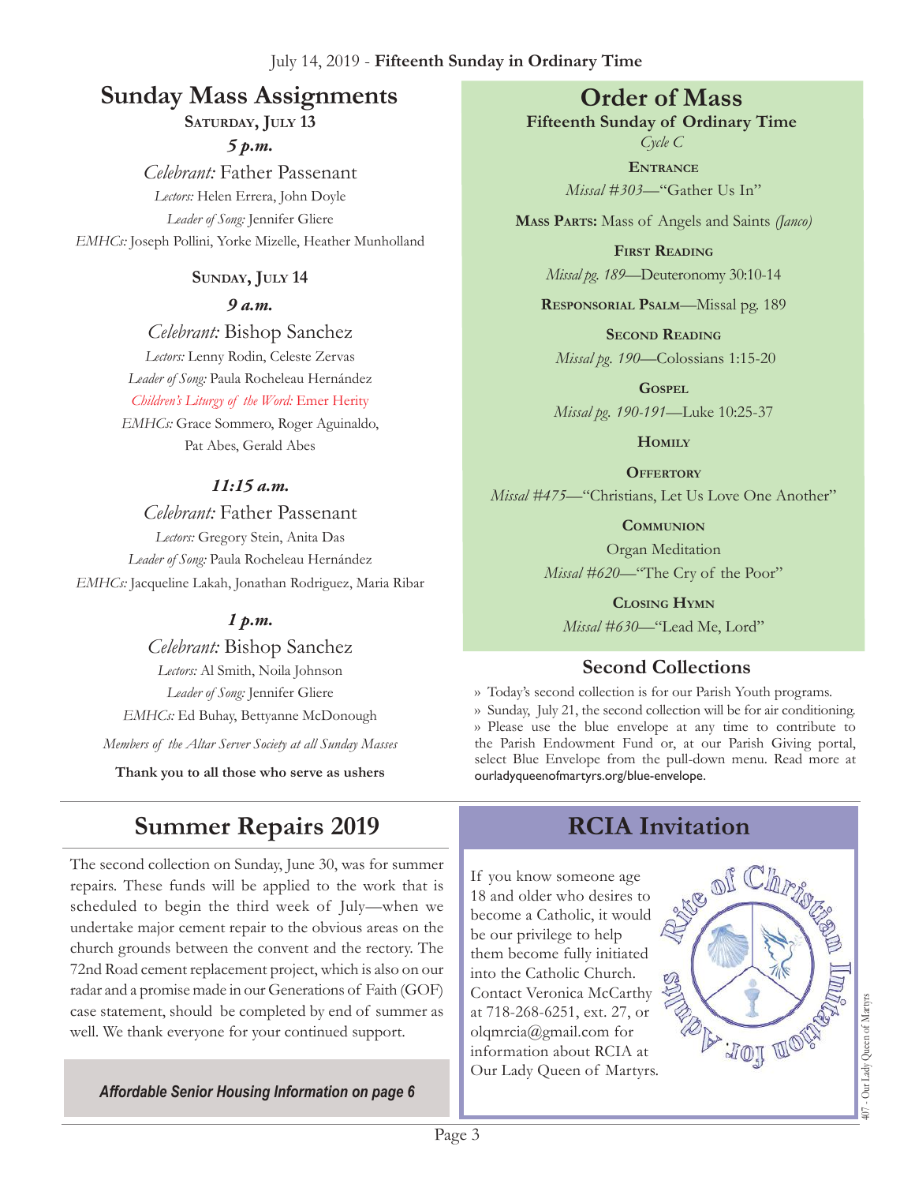July 14, 2019 - **Fifteenth Sunday in Ordinary Time**

## Sunday Mass Assignments

**Saturday, July 13**

***5 p.m.***

*Celebrant:* Father Passenant

*Lectors:* Helen Errera, John Doyle

*Leader of Song:* Jennifer Gliere

*EMHCs:* Joseph Pollini, Yorke Mizelle, Heather Munholland

**Sunday, July 14**

***9 a.m.***

*Celebrant:* Bishop Sanchez

*Lectors:* Lenny Rodin, Celeste Zervas

*Leader of Song:* Paula Rocheleau Hernández

*Children's Liturgy of the Word:* Emer Herity

*EMHCs:* Grace Sommero, Roger Aguinaldo, Pat Abes, Gerald Abes

***11:15 a.m.***

*Celebrant:* Father Passenant

*Lectors:* Gregory Stein, Anita Das

*Leader of Song:* Paula Rocheleau Hernández

*EMHCs:* Jacqueline Lakah, Jonathan Rodriguez, Maria Ribar

***1 p.m.***

*Celebrant:* Bishop Sanchez

*Lectors:* Al Smith, Noila Johnson

*Leader of Song:* Jennifer Gliere

*EMHCs:* Ed Buhay, Bettyanne McDonough

*Members of the Altar Server Society at all Sunday Masses*

**Thank you to all those who serve as ushers**

## Order of Mass

**Fifteenth Sunday of Ordinary Time**

*Cycle C*

**Entrance**

*Missal #303*—"Gather Us In"

**Mass Parts:** Mass of Angels and Saints *(Janco)*

**First Reading**

*Missal pg. 189*—Deuteronomy 30:10-14

**Responsorial Psalm**—Missal pg. 189

**Second Reading**

*Missal pg. 190*—Colossians 1:15-20

**Gospel**

*Missal pg. 190-191*—Luke 10:25-37

**Homily**

**Offertory**

*Missal #475*—"Christians, Let Us Love One Another"

**Communion**

Organ Meditation

*Missal #620*—"The Cry of the Poor"

**Closing Hymn**

*Missal #630*—"Lead Me, Lord"

## Second Collections

» Today's second collection is for our Parish Youth programs.

» Sunday, July 21, the second collection will be for air conditioning.

» Please use the blue envelope at any time to contribute to the Parish Endowment Fund or, at our Parish Giving portal, select Blue Envelope from the pull-down menu. Read more at ourladyqueenofmartyrs.org/blue-envelope.

## Summer Repairs 2019

The second collection on Sunday, June 30, was for summer repairs. These funds will be applied to the work that is scheduled to begin the third week of July—when we undertake major cement repair to the obvious areas on the church grounds between the convent and the rectory. The 72nd Road cement replacement project, which is also on our radar and a promise made in our Generations of Faith (GOF) case statement, should be completed by end of summer as well. We thank everyone for your continued support.

***Affordable Senior Housing Information on page 6***

## RCIA Invitation

If you know someone age 18 and older who desires to become a Catholic, it would be our privilege to help them become fully initiated into the Catholic Church. Contact Veronica McCarthy at 718-268-6251, ext. 27, or olqmrcia@gmail.com for information about RCIA at Our Lady Queen of Martyrs.

Rite of Christian Initiation for Adults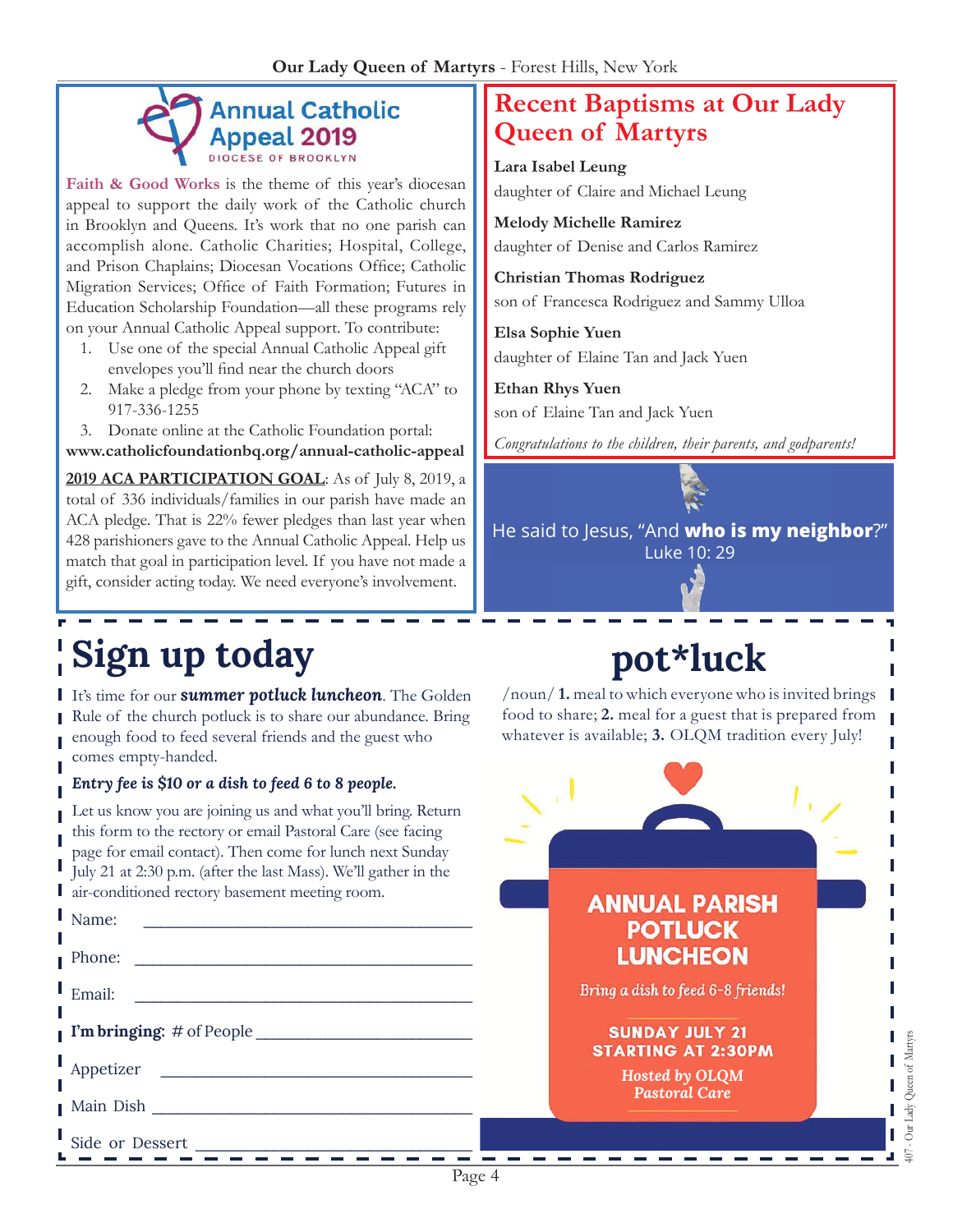## Annual Catholic Appeal 2019

DIOCESE OF BROOKLYN

**Faith & Good Works** is the theme of this year's diocesan appeal to support the daily work of the Catholic church in Brooklyn and Queens. It's work that no one parish can accomplish alone. Catholic Charities; Hospital, College, and Prison Chaplains; Diocesan Vocations Office; Catholic Migration Services; Office of Faith Formation; Futures in Education Scholarship Foundation—all these programs rely on your Annual Catholic Appeal support. To contribute:

1. Use one of the special Annual Catholic Appeal gift envelopes you'll find near the church doors
2. Make a pledge from your phone by texting "ACA" to 917-336-1255
3. Donate online at the Catholic Foundation portal:

**www.catholicfoundationbq.org/annual-catholic-appeal**

**2019 ACA PARTICIPATION GOAL**: As of July 8, 2019, a total of 336 individuals/families in our parish have made an ACA pledge. That is 22% fewer pledges than last year when 428 parishioners gave to the Annual Catholic Appeal. Help us match that goal in participation level. If you have not made a gift, consider acting today. We need everyone's involvement.

## Recent Baptisms at Our Lady Queen of Martyrs

**Lara Isabel Leung**
daughter of Claire and Michael Leung

**Melody Michelle Ramirez**
daughter of Denise and Carlos Ramirez

**Christian Thomas Rodriguez**
son of Francesca Rodriguez and Sammy Ulloa

**Elsa Sophie Yuen**
daughter of Elaine Tan and Jack Yuen

**Ethan Rhys Yuen**
son of Elaine Tan and Jack Yuen

*Congratulations to the children, their parents, and godparents!*

He said to Jesus, "And **who is my neighbor**?"
Luke 10: 29

# Sign up today

It's time for our ***summer potluck luncheon***. The Golden Rule of the church potluck is to share our abundance. Bring enough food to feed several friends and the guest who comes empty-handed.

***Entry fee is $10 or a dish to feed 6 to 8 people.***

Let us know you are joining us and what you'll bring. Return this form to the rectory or email Pastoral Care (see facing page for email contact). Then come for lunch next Sunday July 21 at 2:30 p.m. (after the last Mass). We'll gather in the air-conditioned rectory basement meeting room.

Name: ______________________________

Phone: ______________________________

Email: ______________________________

**I'm bringing:** # of People ______________________

Appetizer ______________________________

Main Dish ______________________________

Side or Dessert ___________________________

# pot*luck

/noun/ **1.** meal to which everyone who is invited brings food to share; **2.** meal for a guest that is prepared from whatever is available; **3.** OLQM tradition every July!

**ANNUAL PARISH POTLUCK LUNCHEON**

*Bring a dish to feed 6-8 friends!*

**SUNDAY JULY 21**
**STARTING AT 2:30PM**

*Hosted by OLQM Pastoral Care*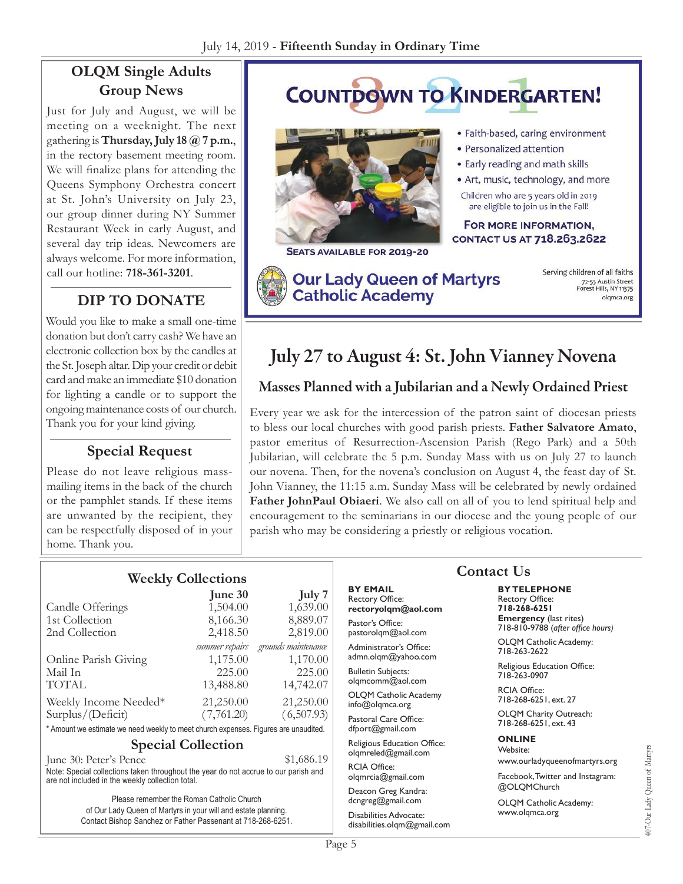## OLQM Single Adults Group News

Just for July and August, we will be meeting on a weeknight. The next gathering is **Thursday, July 18 @ 7 p.m.**, in the rectory basement meeting room. We will finalize plans for attending the Queens Symphony Orchestra concert at St. John's University on July 23, our group dinner during NY Summer Restaurant Week in early August, and several day trip ideas. Newcomers are always welcome. For more information, call our hotline: **718-361-3201**.

## DIP TO DONATE

Would you like to make a small one-time donation but don't carry cash? We have an electronic collection box by the candles at the St. Joseph altar. Dip your credit or debit card and make an immediate $10 donation for lighting a candle or to support the ongoing maintenance costs of our church. Thank you for your kind giving.

## Special Request

Please do not leave religious mass-mailing items in the back of the church or the pamphlet stands. If these items are unwanted by the recipient, they can be respectfully disposed of in your home. Thank you.

## COUNTDOWN TO KINDERGARTEN!

- Faith-based, caring environment
- Personalized attention
- Early reading and math skills
- Art, music, technology, and more

Children who are 5 years old in 2019 are eligible to join us in the Fall!

**FOR MORE INFORMATION, CONTACT US AT 718.263.2622**

**SEATS AVAILABLE FOR 2019-20**

**Our Lady Queen of Martyrs Catholic Academy**

Serving children of all faiths
72-55 Austin Street
Forest Hills, NY 11375
olqmca.org

# July 27 to August 4: St. John Vianney Novena

## Masses Planned with a Jubilarian and a Newly Ordained Priest

Every year we ask for the intercession of the patron saint of diocesan priests to bless our local churches with good parish priests. **Father Salvatore Amato**, pastor emeritus of Resurrection-Ascension Parish (Rego Park) and a 50th Jubilarian, will celebrate the 5 p.m. Sunday Mass with us on July 27 to launch our novena. Then, for the novena's conclusion on August 4, the feast day of St. John Vianney, the 11:15 a.m. Sunday Mass will be celebrated by newly ordained **Father JohnPaul Obiaeri**. We also call on all of you to lend spiritual help and encouragement to the seminarians in our diocese and the young people of our parish who may be considering a priestly or religious vocation.

## Weekly Collections

| | June 30 | July 7 |
|---|---|---|
| Candle Offerings | 1,504.00 | 1,639.00 |
| 1st Collection | 8,166.30 | 8,889.07 |
| 2nd Collection | 2,418.50 | 2,819.00 |
| | *summer repairs* | *grounds maintenance* |
| Online Parish Giving | 1,175.00 | 1,170.00 |
| Mail In | 225.00 | 225.00 |
| TOTAL | 13,488.80 | 14,742.07 |
| Weekly Income Needed* | 21,250.00 | 21,250.00 |
| Surplus/(Deficit) | (7,761.20) | (6,507.93) |

\* Amount we estimate we need weekly to meet church expenses. Figures are unaudited.

### Special Collection

June 30: Peter's Pence $1,686.19

Note: Special collections taken throughout the year do not accrue to our parish and are not included in the weekly collection total.

Please remember the Roman Catholic Church of Our Lady Queen of Martyrs in your will and estate planning. Contact Bishop Sanchez or Father Passenant at 718-268-6251.

## Contact Us

**BY EMAIL**

Rectory Office:
**rectoryolqm@aol.com**

Pastor's Office:
pastorolqm@aol.com

Administrator's Office:
admn.olqm@yahoo.com

Bulletin Subjects:
olqmcomm@aol.com

OLQM Catholic Academy
info@olqmca.org

Pastoral Care Office:
dfport@gmail.com

Religious Education Office:
olqmreled@gmail.com

RCIA Office:
olqmrcia@gmail.com

Deacon Greg Kandra:
dcngreg@gmail.com

Disabilities Advocate:
disabilities.olqm@gmail.com

**BY TELEPHONE**

Rectory Office:
**718-268-6251**

**Emergency** (last rites)
718-810-9788 *(after office hours)*

OLQM Catholic Academy:
718-263-2622

Religious Education Office:
718-263-0907

RCIA Office:
718-268-6251, ext. 27

OLQM Charity Outreach:
718-268-6251, ext. 43

**ONLINE**

Website:
www.ourladyqueenofmartyrs.org

Facebook, Twitter and Instagram:
@OLQMChurch

OLQM Catholic Academy:
www.olqmca.org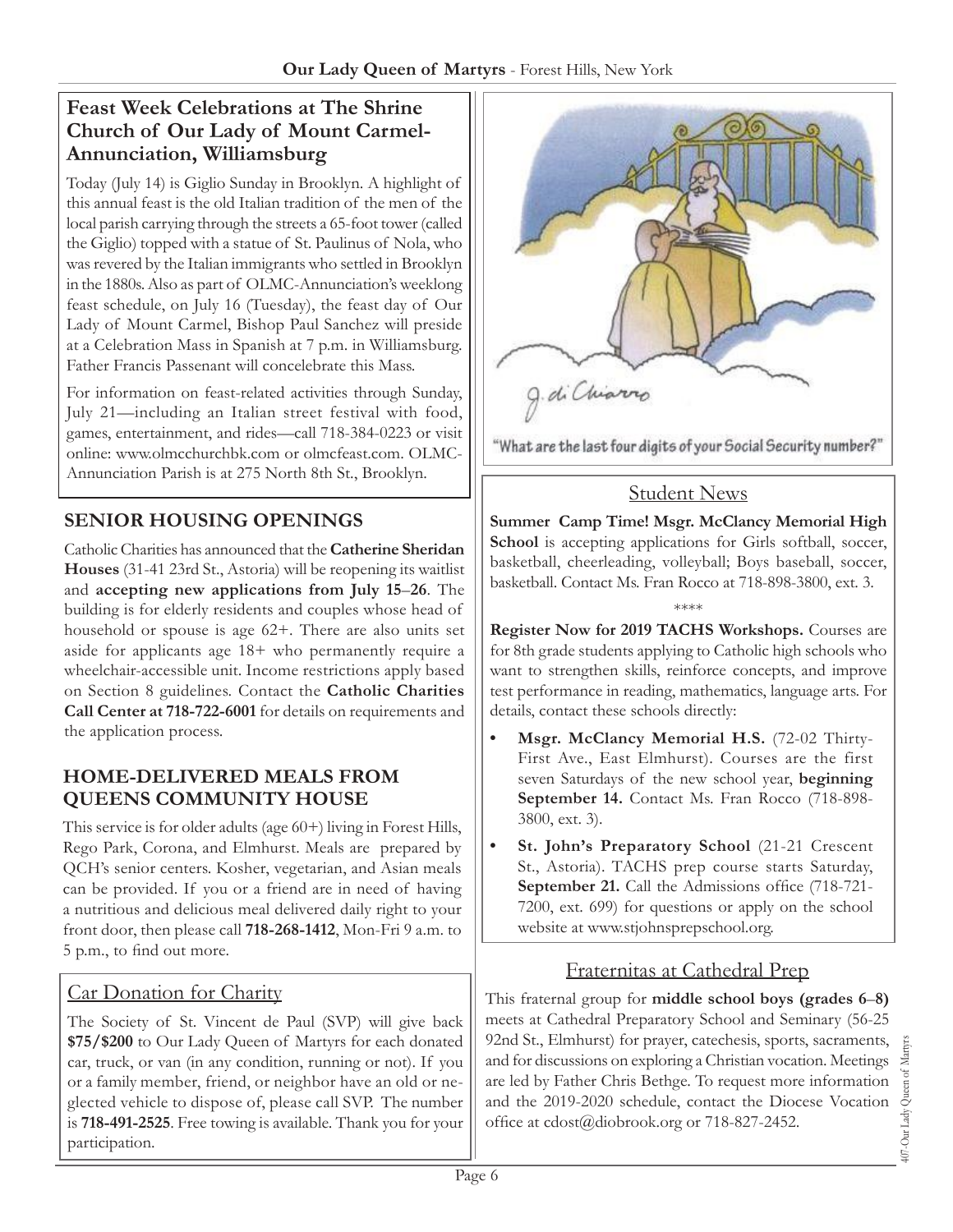## Feast Week Celebrations at The Shrine Church of Our Lady of Mount Carmel-Annunciation, Williamsburg

Today (July 14) is Giglio Sunday in Brooklyn. A highlight of this annual feast is the old Italian tradition of the men of the local parish carrying through the streets a 65-foot tower (called the Giglio) topped with a statue of St. Paulinus of Nola, who was revered by the Italian immigrants who settled in Brooklyn in the 1880s. Also as part of OLMC-Annunciation's weeklong feast schedule, on July 16 (Tuesday), the feast day of Our Lady of Mount Carmel, Bishop Paul Sanchez will preside at a Celebration Mass in Spanish at 7 p.m. in Williamsburg. Father Francis Passenant will concelebrate this Mass.

For information on feast-related activities through Sunday, July 21—including an Italian street festival with food, games, entertainment, and rides—call 718-384-0223 or visit online: www.olmcchurchbk.com or olmcfeast.com. OLMC-Annunciation Parish is at 275 North 8th St., Brooklyn.

## SENIOR HOUSING OPENINGS

Catholic Charities has announced that the **Catherine Sheridan Houses** (31-41 23rd St., Astoria) will be reopening its waitlist and **accepting new applications from July 15–26**. The building is for elderly residents and couples whose head of household or spouse is age 62+. There are also units set aside for applicants age 18+ who permanently require a wheelchair-accessible unit. Income restrictions apply based on Section 8 guidelines. Contact the **Catholic Charities Call Center at 718-722-6001** for details on requirements and the application process.

## HOME-DELIVERED MEALS FROM QUEENS COMMUNITY HOUSE

This service is for older adults (age 60+) living in Forest Hills, Rego Park, Corona, and Elmhurst. Meals are prepared by QCH's senior centers. Kosher, vegetarian, and Asian meals can be provided. If you or a friend are in need of having a nutritious and delicious meal delivered daily right to your front door, then please call **718-268-1412**, Mon-Fri 9 a.m. to 5 p.m., to find out more.

## Car Donation for Charity

The Society of St. Vincent de Paul (SVP) will give back **$75/$200** to Our Lady Queen of Martyrs for each donated car, truck, or van (in any condition, running or not). If you or a family member, friend, or neighbor have an old or neglected vehicle to dispose of, please call SVP. The number is **718-491-2525**. Free towing is available. Thank you for your participation.

J. di Chiarro

"What are the last four digits of your Social Security number?"

## Student News

**Summer Camp Time! Msgr. McClancy Memorial High School** is accepting applications for Girls softball, soccer, basketball, cheerleading, volleyball; Boys baseball, soccer, basketball. Contact Ms. Fran Rocco at 718-898-3800, ext. 3.

\*\*\*\*

**Register Now for 2019 TACHS Workshops.** Courses are for 8th grade students applying to Catholic high schools who want to strengthen skills, reinforce concepts, and improve test performance in reading, mathematics, language arts. For details, contact these schools directly:

- **Msgr. McClancy Memorial H.S.** (72-02 Thirty-First Ave., East Elmhurst). Courses are the first seven Saturdays of the new school year, **beginning September 14.** Contact Ms. Fran Rocco (718-898-3800, ext. 3).
- **St. John's Preparatory School** (21-21 Crescent St., Astoria). TACHS prep course starts Saturday, **September 21.** Call the Admissions office (718-721-7200, ext. 699) for questions or apply on the school website at www.stjohnsprepschool.org.

## Fraternitas at Cathedral Prep

This fraternal group for **middle school boys (grades 6–8)** meets at Cathedral Preparatory School and Seminary (56-25 92nd St., Elmhurst) for prayer, catechesis, sports, sacraments, and for discussions on exploring a Christian vocation. Meetings are led by Father Chris Bethge. To request more information and the 2019-2020 schedule, contact the Diocese Vocation office at cdost@diobrook.org or 718-827-2452.